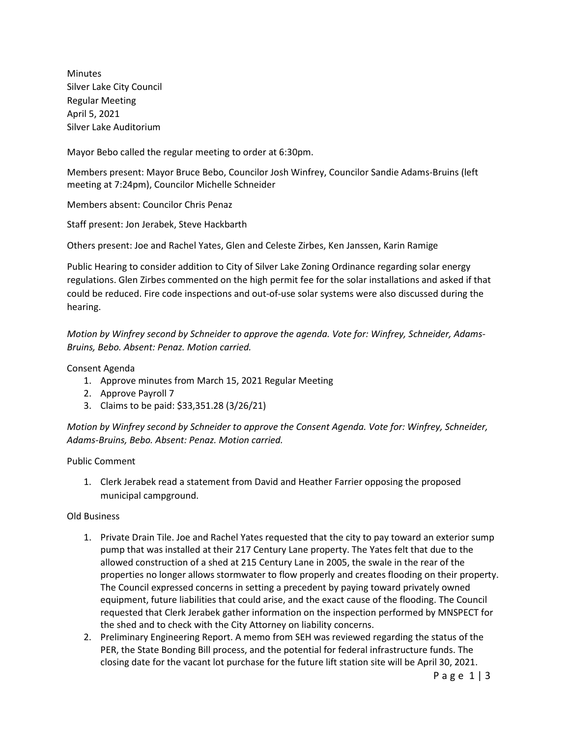Minutes
Silver Lake City Council
Regular Meeting
April 5, 2021
Silver Lake Auditorium

Mayor Bebo called the regular meeting to order at 6:30pm.

Members present: Mayor Bruce Bebo, Councilor Josh Winfrey, Councilor Sandie Adams-Bruins (left meeting at 7:24pm), Councilor Michelle Schneider

Members absent: Councilor Chris Penaz

Staff present: Jon Jerabek, Steve Hackbarth

Others present: Joe and Rachel Yates, Glen and Celeste Zirbes, Ken Janssen, Karin Ramige

Public Hearing to consider addition to City of Silver Lake Zoning Ordinance regarding solar energy regulations. Glen Zirbes commented on the high permit fee for the solar installations and asked if that could be reduced. Fire code inspections and out-of-use solar systems were also discussed during the hearing.

*Motion by Winfrey second by Schneider to approve the agenda. Vote for: Winfrey, Schneider, Adams-Bruins, Bebo. Absent: Penaz. Motion carried.*

Consent Agenda

1. Approve minutes from March 15, 2021 Regular Meeting
2. Approve Payroll 7
3. Claims to be paid: $33,351.28 (3/26/21)

*Motion by Winfrey second by Schneider to approve the Consent Agenda. Vote for: Winfrey, Schneider, Adams-Bruins, Bebo. Absent: Penaz. Motion carried.*

Public Comment

1. Clerk Jerabek read a statement from David and Heather Farrier opposing the proposed municipal campground.

Old Business

1. Private Drain Tile. Joe and Rachel Yates requested that the city to pay toward an exterior sump pump that was installed at their 217 Century Lane property. The Yates felt that due to the allowed construction of a shed at 215 Century Lane in 2005, the swale in the rear of the properties no longer allows stormwater to flow properly and creates flooding on their property. The Council expressed concerns in setting a precedent by paying toward privately owned equipment, future liabilities that could arise, and the exact cause of the flooding. The Council requested that Clerk Jerabek gather information on the inspection performed by MNSPECT for the shed and to check with the City Attorney on liability concerns.
2. Preliminary Engineering Report. A memo from SEH was reviewed regarding the status of the PER, the State Bonding Bill process, and the potential for federal infrastructure funds. The closing date for the vacant lot purchase for the future lift station site will be April 30, 2021.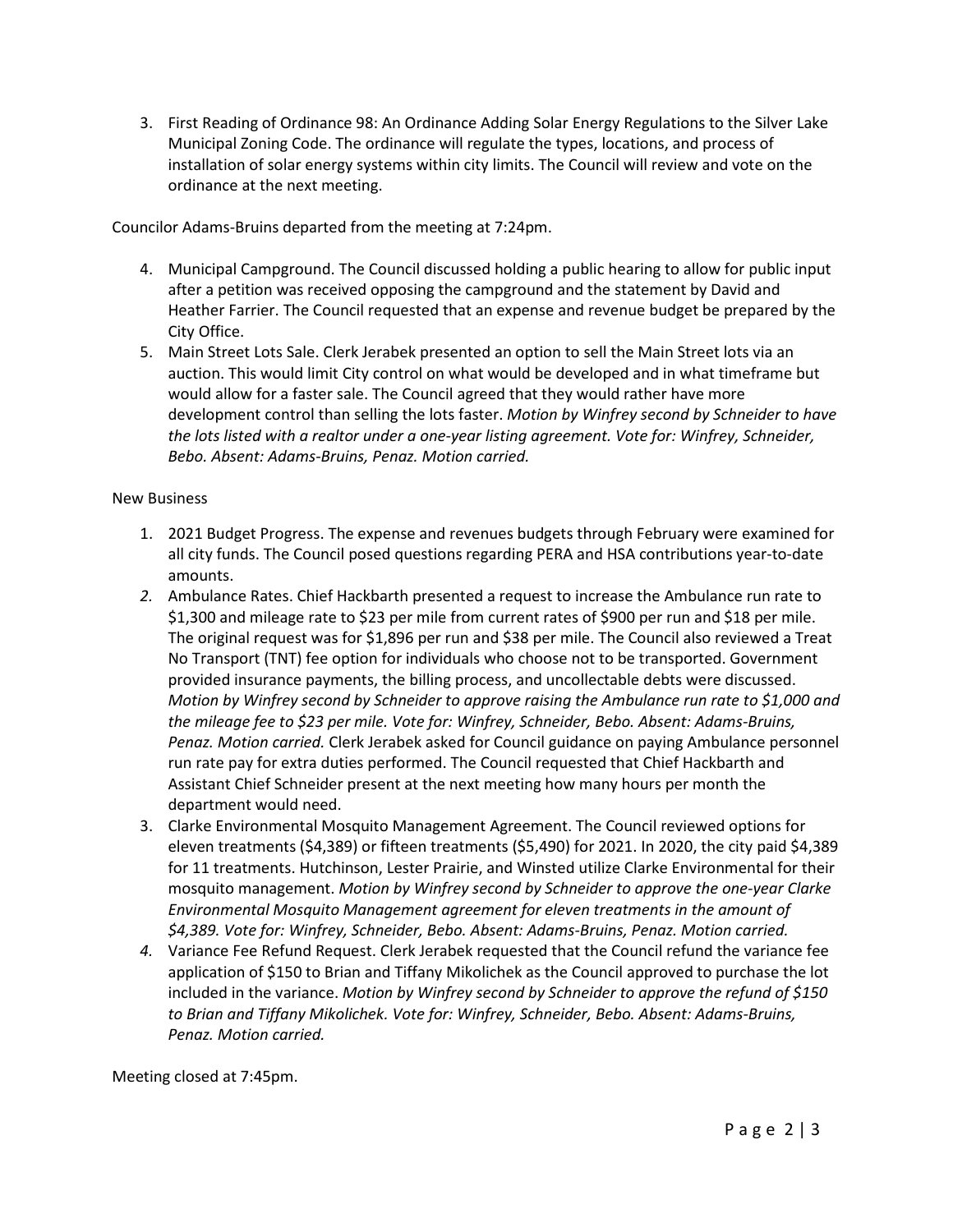3. First Reading of Ordinance 98: An Ordinance Adding Solar Energy Regulations to the Silver Lake Municipal Zoning Code. The ordinance will regulate the types, locations, and process of installation of solar energy systems within city limits. The Council will review and vote on the ordinance at the next meeting.

Councilor Adams-Bruins departed from the meeting at 7:24pm.

4. Municipal Campground. The Council discussed holding a public hearing to allow for public input after a petition was received opposing the campground and the statement by David and Heather Farrier. The Council requested that an expense and revenue budget be prepared by the City Office.
5. Main Street Lots Sale. Clerk Jerabek presented an option to sell the Main Street lots via an auction. This would limit City control on what would be developed and in what timeframe but would allow for a faster sale. The Council agreed that they would rather have more development control than selling the lots faster. *Motion by Winfrey second by Schneider to have the lots listed with a realtor under a one-year listing agreement. Vote for: Winfrey, Schneider, Bebo. Absent: Adams-Bruins, Penaz. Motion carried.*

New Business

1. 2021 Budget Progress. The expense and revenues budgets through February were examined for all city funds. The Council posed questions regarding PERA and HSA contributions year-to-date amounts.
2. Ambulance Rates. Chief Hackbarth presented a request to increase the Ambulance run rate to $1,300 and mileage rate to $23 per mile from current rates of $900 per run and $18 per mile. The original request was for $1,896 per run and $38 per mile. The Council also reviewed a Treat No Transport (TNT) fee option for individuals who choose not to be transported. Government provided insurance payments, the billing process, and uncollectable debts were discussed. *Motion by Winfrey second by Schneider to approve raising the Ambulance run rate to $1,000 and the mileage fee to $23 per mile. Vote for: Winfrey, Schneider, Bebo. Absent: Adams-Bruins, Penaz. Motion carried.* Clerk Jerabek asked for Council guidance on paying Ambulance personnel run rate pay for extra duties performed. The Council requested that Chief Hackbarth and Assistant Chief Schneider present at the next meeting how many hours per month the department would need.
3. Clarke Environmental Mosquito Management Agreement. The Council reviewed options for eleven treatments ($4,389) or fifteen treatments ($5,490) for 2021. In 2020, the city paid $4,389 for 11 treatments. Hutchinson, Lester Prairie, and Winsted utilize Clarke Environmental for their mosquito management. *Motion by Winfrey second by Schneider to approve the one-year Clarke Environmental Mosquito Management agreement for eleven treatments in the amount of $4,389. Vote for: Winfrey, Schneider, Bebo. Absent: Adams-Bruins, Penaz. Motion carried.*
4. Variance Fee Refund Request. Clerk Jerabek requested that the Council refund the variance fee application of $150 to Brian and Tiffany Mikolichek as the Council approved to purchase the lot included in the variance. *Motion by Winfrey second by Schneider to approve the refund of $150 to Brian and Tiffany Mikolichek. Vote for: Winfrey, Schneider, Bebo. Absent: Adams-Bruins, Penaz. Motion carried.*

Meeting closed at 7:45pm.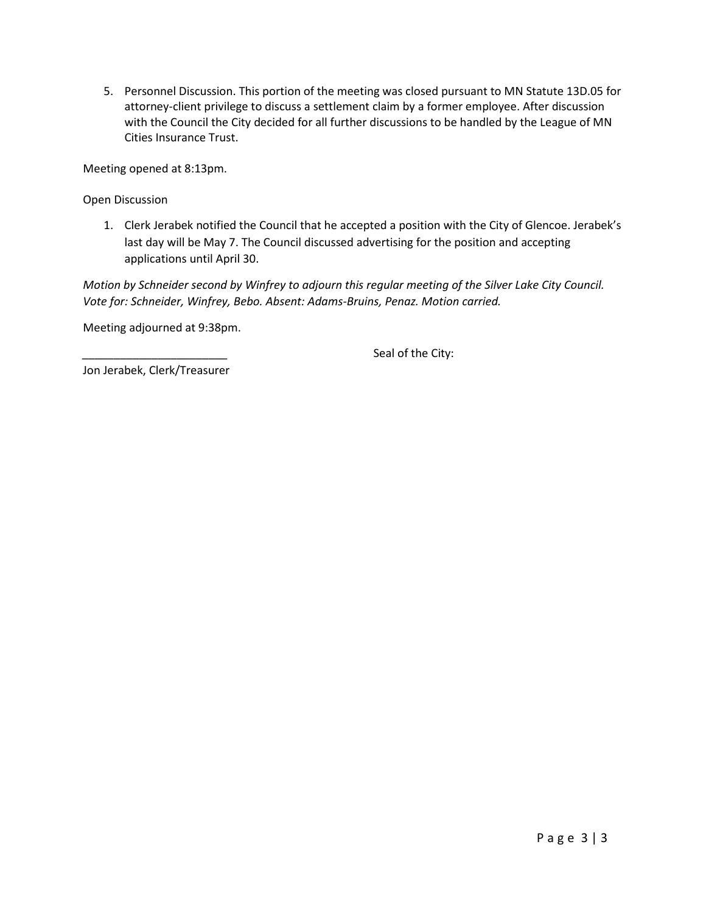5. Personnel Discussion. This portion of the meeting was closed pursuant to MN Statute 13D.05 for attorney-client privilege to discuss a settlement claim by a former employee. After discussion with the Council the City decided for all further discussions to be handled by the League of MN Cities Insurance Trust.

Meeting opened at 8:13pm.

Open Discussion

1. Clerk Jerabek notified the Council that he accepted a position with the City of Glencoe. Jerabek's last day will be May 7. The Council discussed advertising for the position and accepting applications until April 30.

*Motion by Schneider second by Winfrey to adjourn this regular meeting of the Silver Lake City Council. Vote for: Schneider, Winfrey, Bebo. Absent: Adams-Bruins, Penaz. Motion carried.*

Meeting adjourned at 9:38pm.

_______________________ Seal of the City:

Jon Jerabek, Clerk/Treasurer